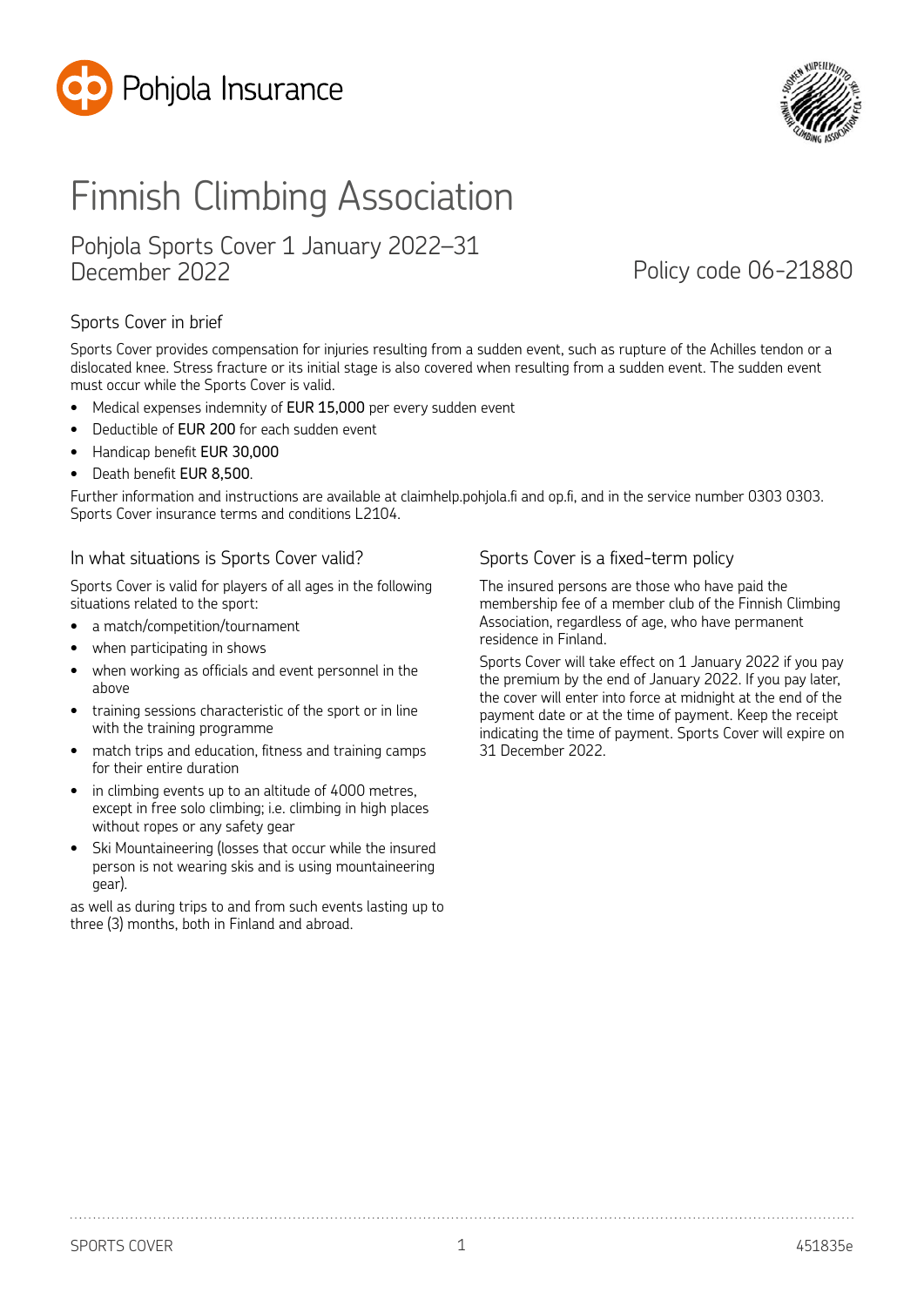# Finnish Climbing Association

## Pohjola Sports Cover 1 January 2022–31 December 2022

Policy code 06-21880

### Sports Cover in brief

Sports Cover provides compensation for injuries resulting from a sudden event, such as rupture of the Achilles tendon or a dislocated knee. Stress fracture or its initial stage is also covered when resulting from a sudden event. The sudden event must occur while the Sports Cover is valid.

- Medical expenses indemnity of EUR 15,000 per every sudden event
- Deductible of EUR 200 for each sudden event
- Handicap benefit EUR 30,000
- Death benefit EUR 8,500.

Further information and instructions are available at claimhelp.pohjola.fi and op.fi, and in the service number 0303 0303. Sports Cover insurance terms and conditions L2104.

### In what situations is Sports Cover valid?

Sports Cover is valid for players of all ages in the following situations related to the sport:

- a match/competition/tournament
- when participating in shows
- when working as officials and event personnel in the above
- training sessions characteristic of the sport or in line with the training programme
- match trips and education, fitness and training camps for their entire duration
- in climbing events up to an altitude of 4000 metres, except in free solo climbing; i.e. climbing in high places without ropes or any safety gear
- Ski Mountaineering (losses that occur while the insured person is not wearing skis and is using mountaineering gear).

as well as during trips to and from such events lasting up to three (3) months, both in Finland and abroad.

### Sports Cover is a fixed-term policy

The insured persons are those who have paid the membership fee of a member club of the Finnish Climbing Association, regardless of age, who have permanent residence in Finland.

Sports Cover will take effect on 1 January 2022 if you pay the premium by the end of January 2022. If you pay later, the cover will enter into force at midnight at the end of the payment date or at the time of payment. Keep the receipt indicating the time of payment. Sports Cover will expire on 31 December 2022.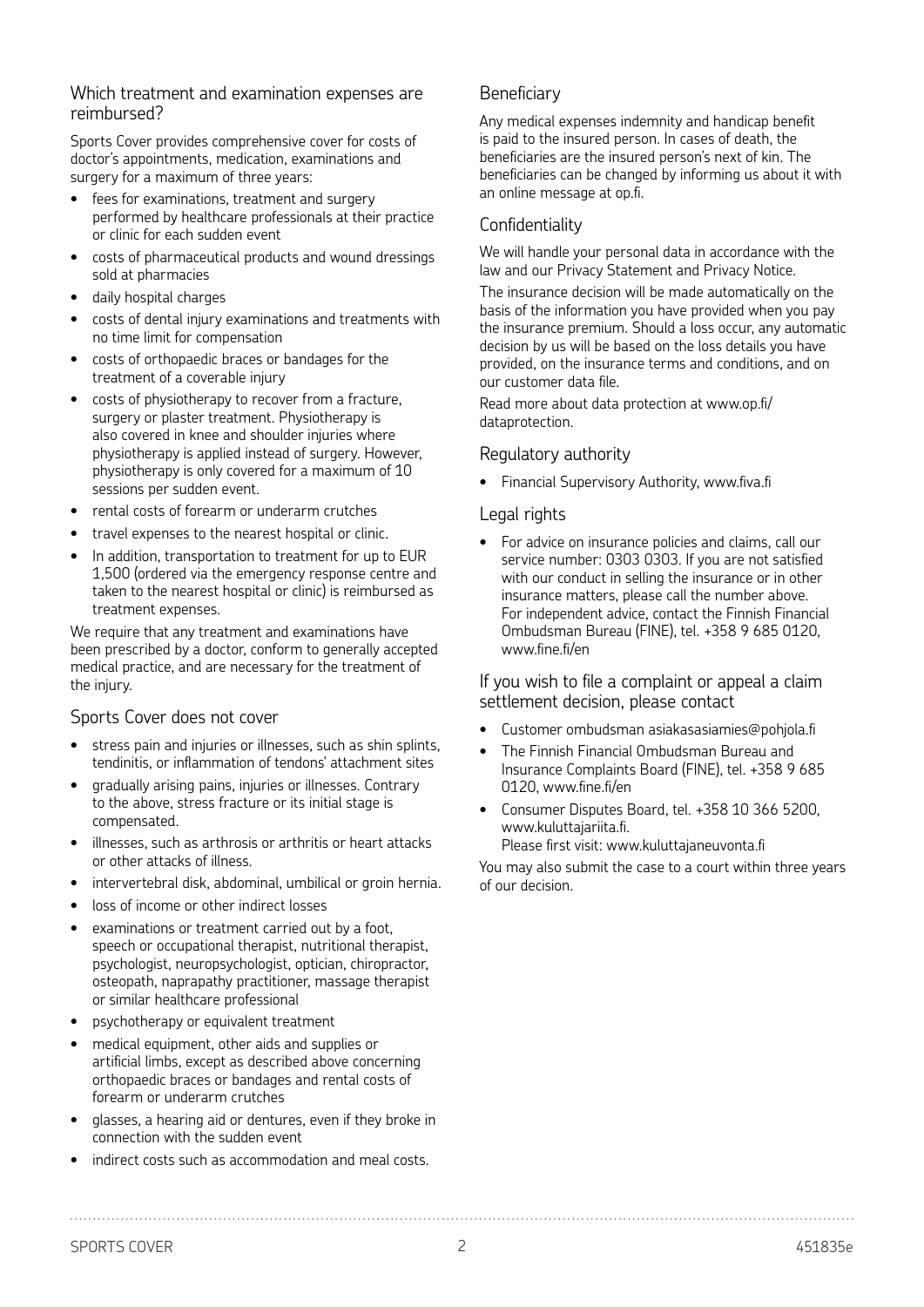## Which treatment and examination expenses are reimbursed?

Sports Cover provides comprehensive cover for costs of doctor's appointments, medication, examinations and surgery for a maximum of three years:

- fees for examinations, treatment and surgery performed by healthcare professionals at their practice or clinic for each sudden event
- costs of pharmaceutical products and wound dressings sold at pharmacies
- daily hospital charges
- costs of dental injury examinations and treatments with no time limit for compensation
- costs of orthopaedic braces or bandages for the treatment of a coverable injury
- costs of physiotherapy to recover from a fracture, surgery or plaster treatment. Physiotherapy is also covered in knee and shoulder injuries where physiotherapy is applied instead of surgery. However, physiotherapy is only covered for a maximum of 10 sessions per sudden event.
- rental costs of forearm or underarm crutches
- travel expenses to the nearest hospital or clinic.
- In addition, transportation to treatment for up to EUR 1,500 (ordered via the emergency response centre and taken to the nearest hospital or clinic) is reimbursed as treatment expenses.

We require that any treatment and examinations have been prescribed by a doctor, conform to generally accepted medical practice, and are necessary for the treatment of the injury.

## Sports Cover does not cover

- stress pain and injuries or illnesses, such as shin splints, tendinitis, or inflammation of tendons' attachment sites
- gradually arising pains, injuries or illnesses. Contrary to the above, stress fracture or its initial stage is compensated.
- illnesses, such as arthrosis or arthritis or heart attacks or other attacks of illness.
- intervertebral disk, abdominal, umbilical or groin hernia.
- loss of income or other indirect losses
- examinations or treatment carried out by a foot, speech or occupational therapist, nutritional therapist, psychologist, neuropsychologist, optician, chiropractor, osteopath, naprapathy practitioner, massage therapist or similar healthcare professional
- psychotherapy or equivalent treatment
- medical equipment, other aids and supplies or artificial limbs, except as described above concerning orthopaedic braces or bandages and rental costs of forearm or underarm crutches
- glasses, a hearing aid or dentures, even if they broke in connection with the sudden event
- indirect costs such as accommodation and meal costs.

## Beneficiary

Any medical expenses indemnity and handicap benefit is paid to the insured person. In cases of death, the beneficiaries are the insured person's next of kin. The beneficiaries can be changed by informing us about it with an online message at op.fi.

## Confidentiality

We will handle your personal data in accordance with the law and our Privacy Statement and Privacy Notice.

The insurance decision will be made automatically on the basis of the information you have provided when you pay the insurance premium. Should a loss occur, any automatic decision by us will be based on the loss details you have provided, on the insurance terms and conditions, and on our customer data file.

Read more about data protection at www.op.fi/dataprotection.

## Regulatory authority

- Financial Supervisory Authority, www.fiva.fi

## Legal rights

- For advice on insurance policies and claims, call our service number: 0303 0303. If you are not satisfied with our conduct in selling the insurance or in other insurance matters, please call the number above. For independent advice, contact the Finnish Financial Ombudsman Bureau (FINE), tel. +358 9 685 0120, www.fine.fi/en

## If you wish to file a complaint or appeal a claim settlement decision, please contact

- Customer ombudsman asiakasasiamies@pohjola.fi
- The Finnish Financial Ombudsman Bureau and Insurance Complaints Board (FINE), tel. +358 9 685 0120, www.fine.fi/en
- Consumer Disputes Board, tel. +358 10 366 5200, www.kuluttajariita.fi.  
  Please first visit: www.kuluttajaneuvonta.fi

You may also submit the case to a court within three years of our decision.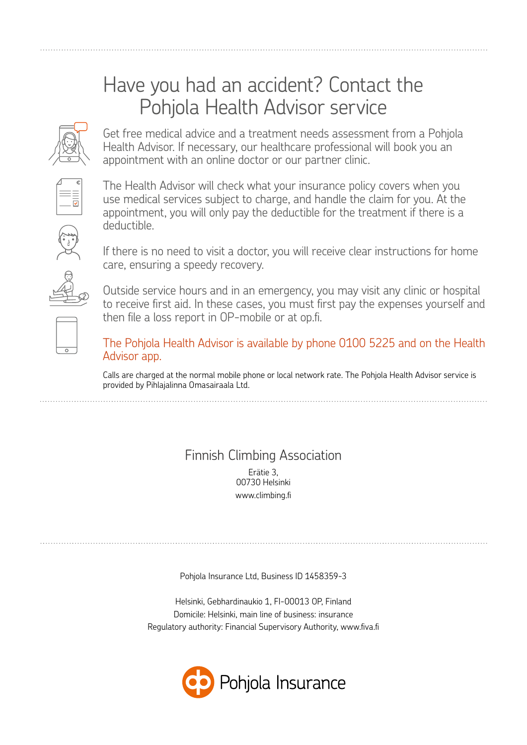# Have you had an accident? Contact the Pohjola Health Advisor service

Get free medical advice and a treatment needs assessment from a Pohjola Health Advisor. If necessary, our healthcare professional will book you an appointment with an online doctor or our partner clinic.

The Health Advisor will check what your insurance policy covers when you use medical services subject to charge, and handle the claim for you. At the appointment, you will only pay the deductible for the treatment if there is a deductible.

If there is no need to visit a doctor, you will receive clear instructions for home care, ensuring a speedy recovery.

Outside service hours and in an emergency, you may visit any clinic or hospital to receive first aid. In these cases, you must first pay the expenses yourself and then file a loss report in OP-mobile or at op.fi.

The Pohjola Health Advisor is available by phone 0100 5225 and on the Health Advisor app.

Calls are charged at the normal mobile phone or local network rate. The Pohjola Health Advisor service is provided by Pihlajalinna Omasairaala Ltd.

## Finnish Climbing Association

Erätie 3,
00730 Helsinki
www.climbing.fi

Pohjola Insurance Ltd, Business ID 1458359-3

Helsinki, Gebhardinaukio 1, FI-00013 OP, Finland
Domicile: Helsinki, main line of business: insurance
Regulatory authority: Financial Supervisory Authority, www.fiva.fi

Pohjola Insurance